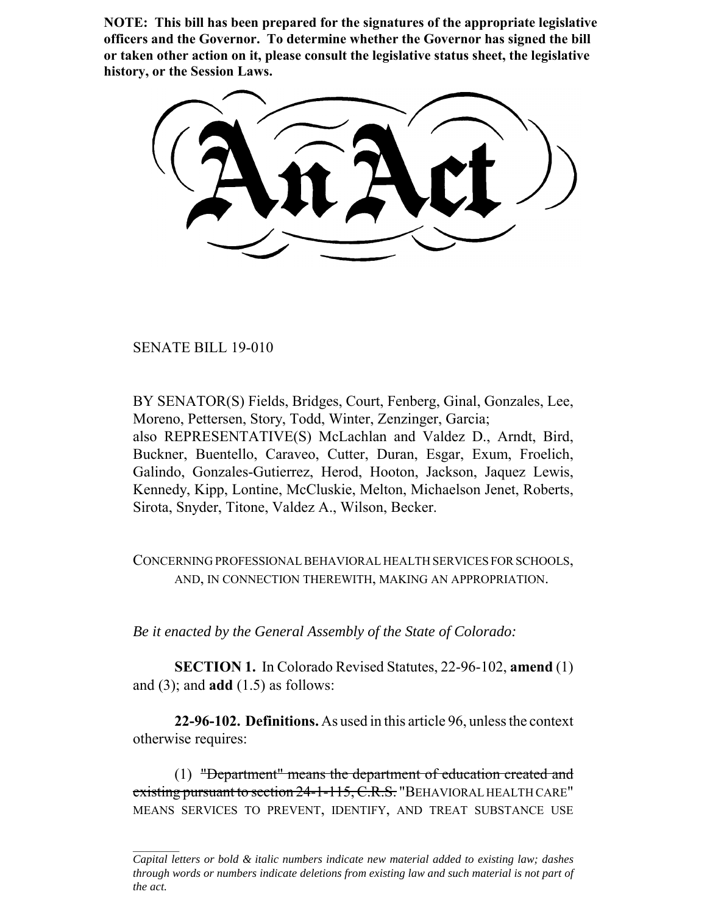**NOTE: This bill has been prepared for the signatures of the appropriate legislative officers and the Governor. To determine whether the Governor has signed the bill or taken other action on it, please consult the legislative status sheet, the legislative history, or the Session Laws.**

# An Act

SENATE BILL 19-010

BY SENATOR(S) Fields, Bridges, Court, Fenberg, Ginal, Gonzales, Lee, Moreno, Pettersen, Story, Todd, Winter, Zenzinger, Garcia;
also REPRESENTATIVE(S) McLachlan and Valdez D., Arndt, Bird, Buckner, Buentello, Caraveo, Cutter, Duran, Esgar, Exum, Froelich, Galindo, Gonzales-Gutierrez, Herod, Hooton, Jackson, Jaquez Lewis, Kennedy, Kipp, Lontine, McCluskie, Melton, Michaelson Jenet, Roberts, Sirota, Snyder, Titone, Valdez A., Wilson, Becker.

CONCERNING PROFESSIONAL BEHAVIORAL HEALTH SERVICES FOR SCHOOLS, AND, IN CONNECTION THEREWITH, MAKING AN APPROPRIATION.

*Be it enacted by the General Assembly of the State of Colorado:*

**SECTION 1.** In Colorado Revised Statutes, 22-96-102, **amend** (1) and (3); and **add** (1.5) as follows:

**22-96-102. Definitions.** As used in this article 96, unless the context otherwise requires:

(1) ~~"Department" means the department of education created and existing pursuant to section 24-1-115, C.R.S.~~ "BEHAVIORAL HEALTH CARE" MEANS SERVICES TO PREVENT, IDENTIFY, AND TREAT SUBSTANCE USE

---

*Capital letters or bold & italic numbers indicate new material added to existing law; dashes through words or numbers indicate deletions from existing law and such material is not part of the act.*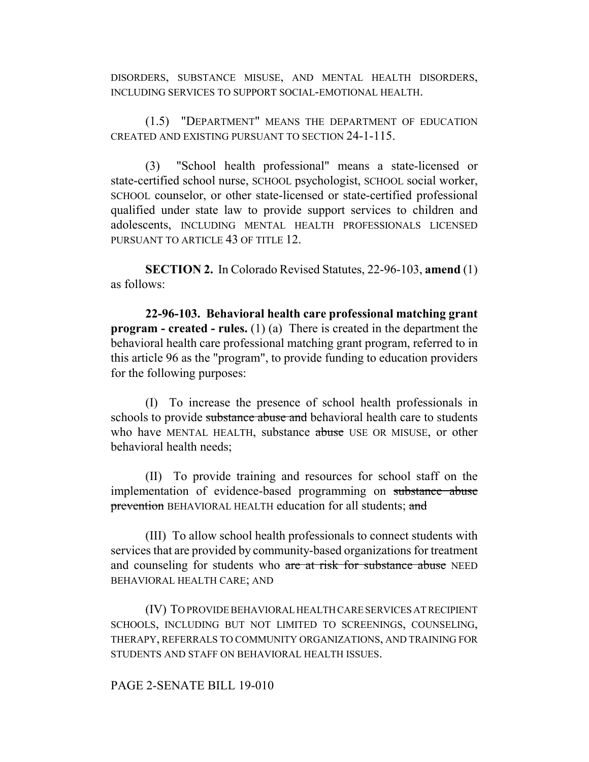DISORDERS, SUBSTANCE MISUSE, AND MENTAL HEALTH DISORDERS, INCLUDING SERVICES TO SUPPORT SOCIAL-EMOTIONAL HEALTH.

(1.5) "DEPARTMENT" MEANS THE DEPARTMENT OF EDUCATION CREATED AND EXISTING PURSUANT TO SECTION 24-1-115.

(3) "School health professional" means a state-licensed or state-certified school nurse, SCHOOL psychologist, SCHOOL social worker, SCHOOL counselor, or other state-licensed or state-certified professional qualified under state law to provide support services to children and adolescents, INCLUDING MENTAL HEALTH PROFESSIONALS LICENSED PURSUANT TO ARTICLE 43 OF TITLE 12.

**SECTION 2.** In Colorado Revised Statutes, 22-96-103, **amend** (1) as follows:

**22-96-103. Behavioral health care professional matching grant program - created - rules.** (1) (a) There is created in the department the behavioral health care professional matching grant program, referred to in this article 96 as the "program", to provide funding to education providers for the following purposes:

(I) To increase the presence of school health professionals in schools to provide ~~substance abuse and~~ behavioral health care to students who have MENTAL HEALTH, substance ~~abuse~~ USE OR MISUSE, or other behavioral health needs;

(II) To provide training and resources for school staff on the implementation of evidence-based programming on ~~substance abuse prevention~~ BEHAVIORAL HEALTH education for all students; ~~and~~

(III) To allow school health professionals to connect students with services that are provided by community-based organizations for treatment and counseling for students who ~~are at risk for substance abuse~~ NEED BEHAVIORAL HEALTH CARE; AND

(IV) TO PROVIDE BEHAVIORAL HEALTH CARE SERVICES AT RECIPIENT SCHOOLS, INCLUDING BUT NOT LIMITED TO SCREENINGS, COUNSELING, THERAPY, REFERRALS TO COMMUNITY ORGANIZATIONS, AND TRAINING FOR STUDENTS AND STAFF ON BEHAVIORAL HEALTH ISSUES.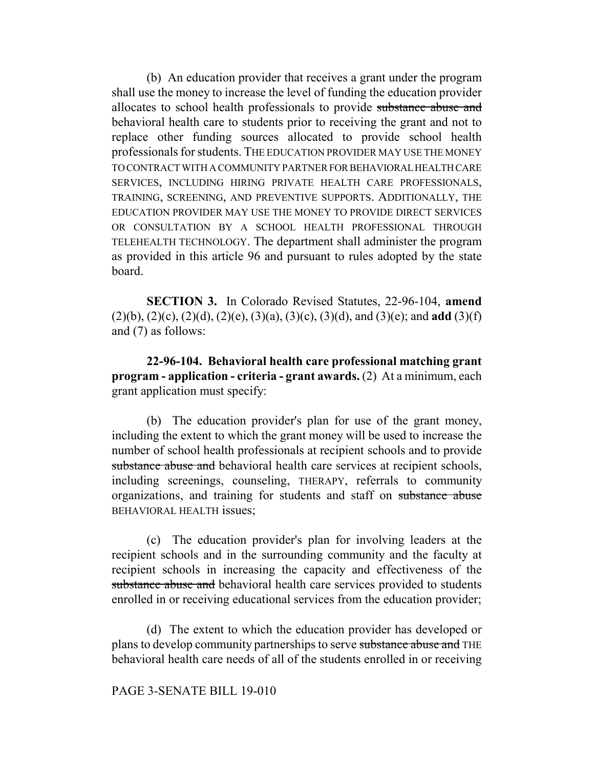(b) An education provider that receives a grant under the program shall use the money to increase the level of funding the education provider allocates to school health professionals to provide ~~substance abuse and~~ behavioral health care to students prior to receiving the grant and not to replace other funding sources allocated to provide school health professionals for students. THE EDUCATION PROVIDER MAY USE THE MONEY TO CONTRACT WITH A COMMUNITY PARTNER FOR BEHAVIORAL HEALTH CARE SERVICES, INCLUDING HIRING PRIVATE HEALTH CARE PROFESSIONALS, TRAINING, SCREENING, AND PREVENTIVE SUPPORTS. ADDITIONALLY, THE EDUCATION PROVIDER MAY USE THE MONEY TO PROVIDE DIRECT SERVICES OR CONSULTATION BY A SCHOOL HEALTH PROFESSIONAL THROUGH TELEHEALTH TECHNOLOGY. The department shall administer the program as provided in this article 96 and pursuant to rules adopted by the state board.

**SECTION 3.** In Colorado Revised Statutes, 22-96-104, **amend** (2)(b), (2)(c), (2)(d), (2)(e), (3)(a), (3)(c), (3)(d), and (3)(e); and **add** (3)(f) and (7) as follows:

**22-96-104. Behavioral health care professional matching grant program - application - criteria - grant awards.** (2) At a minimum, each grant application must specify:

(b) The education provider's plan for use of the grant money, including the extent to which the grant money will be used to increase the number of school health professionals at recipient schools and to provide ~~substance abuse and~~ behavioral health care services at recipient schools, including screenings, counseling, THERAPY, referrals to community organizations, and training for students and staff on ~~substance abuse~~ BEHAVIORAL HEALTH issues;

(c) The education provider's plan for involving leaders at the recipient schools and in the surrounding community and the faculty at recipient schools in increasing the capacity and effectiveness of the ~~substance abuse and~~ behavioral health care services provided to students enrolled in or receiving educational services from the education provider;

(d) The extent to which the education provider has developed or plans to develop community partnerships to serve ~~substance abuse and~~ THE behavioral health care needs of all of the students enrolled in or receiving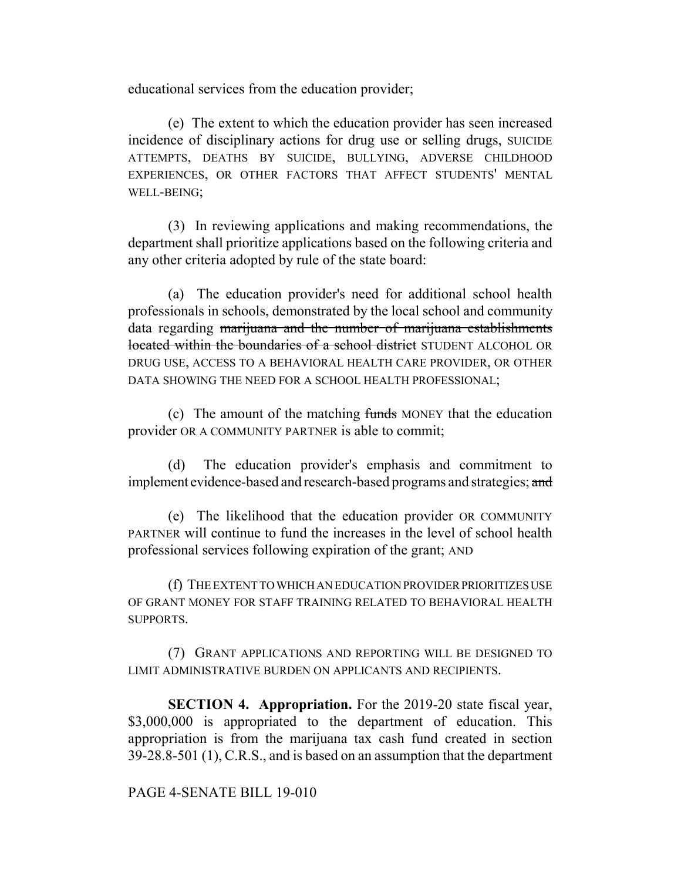educational services from the education provider;

(e) The extent to which the education provider has seen increased incidence of disciplinary actions for drug use or selling drugs, SUICIDE ATTEMPTS, DEATHS BY SUICIDE, BULLYING, ADVERSE CHILDHOOD EXPERIENCES, OR OTHER FACTORS THAT AFFECT STUDENTS' MENTAL WELL-BEING;

(3) In reviewing applications and making recommendations, the department shall prioritize applications based on the following criteria and any other criteria adopted by rule of the state board:

(a) The education provider's need for additional school health professionals in schools, demonstrated by the local school and community data regarding ~~marijuana and the number of marijuana establishments located within the boundaries of a school district~~ STUDENT ALCOHOL OR DRUG USE, ACCESS TO A BEHAVIORAL HEALTH CARE PROVIDER, OR OTHER DATA SHOWING THE NEED FOR A SCHOOL HEALTH PROFESSIONAL;

(c) The amount of the matching ~~funds~~ MONEY that the education provider OR A COMMUNITY PARTNER is able to commit;

(d) The education provider's emphasis and commitment to implement evidence-based and research-based programs and strategies; ~~and~~

(e) The likelihood that the education provider OR COMMUNITY PARTNER will continue to fund the increases in the level of school health professional services following expiration of the grant; AND

(f) THE EXTENT TO WHICH AN EDUCATION PROVIDER PRIORITIZES USE OF GRANT MONEY FOR STAFF TRAINING RELATED TO BEHAVIORAL HEALTH SUPPORTS.

(7) GRANT APPLICATIONS AND REPORTING WILL BE DESIGNED TO LIMIT ADMINISTRATIVE BURDEN ON APPLICANTS AND RECIPIENTS.

**SECTION 4. Appropriation.** For the 2019-20 state fiscal year, $3,000,000 is appropriated to the department of education. This appropriation is from the marijuana tax cash fund created in section 39-28.8-501 (1), C.R.S., and is based on an assumption that the department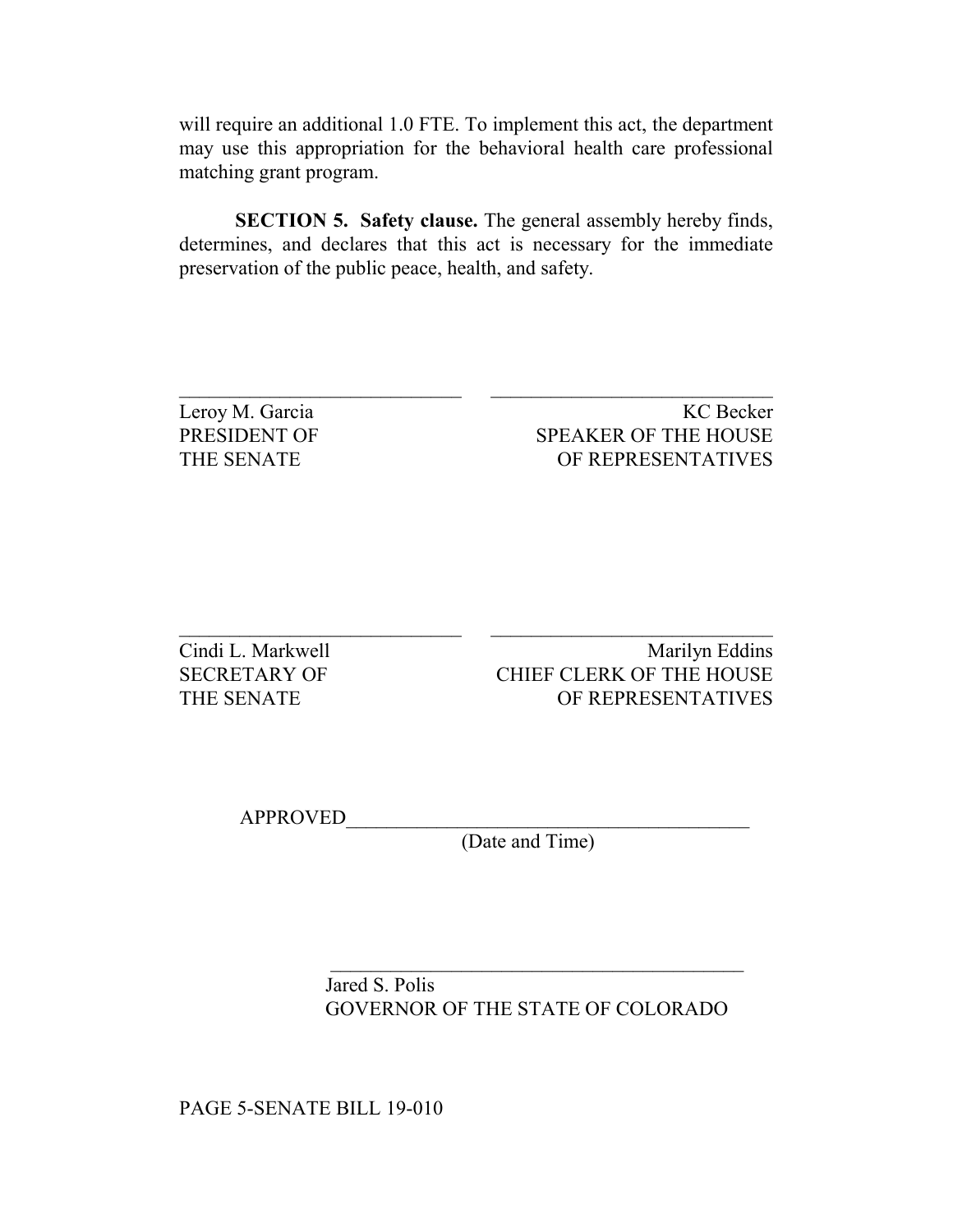will require an additional 1.0 FTE. To implement this act, the department may use this appropriation for the behavioral health care professional matching grant program.

**SECTION 5. Safety clause.** The general assembly hereby finds, determines, and declares that this act is necessary for the immediate preservation of the public peace, health, and safety.

____________________________ ____________________________
Leroy M. Garcia KC Becker
PRESIDENT OF SPEAKER OF THE HOUSE
THE SENATE OF REPRESENTATIVES

____________________________ ____________________________
Cindi L. Markwell Marilyn Eddins
SECRETARY OF CHIEF CLERK OF THE HOUSE
THE SENATE OF REPRESENTATIVES

APPROVED________________________________________
(Date and Time)

_________________________________________
Jared S. Polis
GOVERNOR OF THE STATE OF COLORADO

PAGE 5-SENATE BILL 19-010